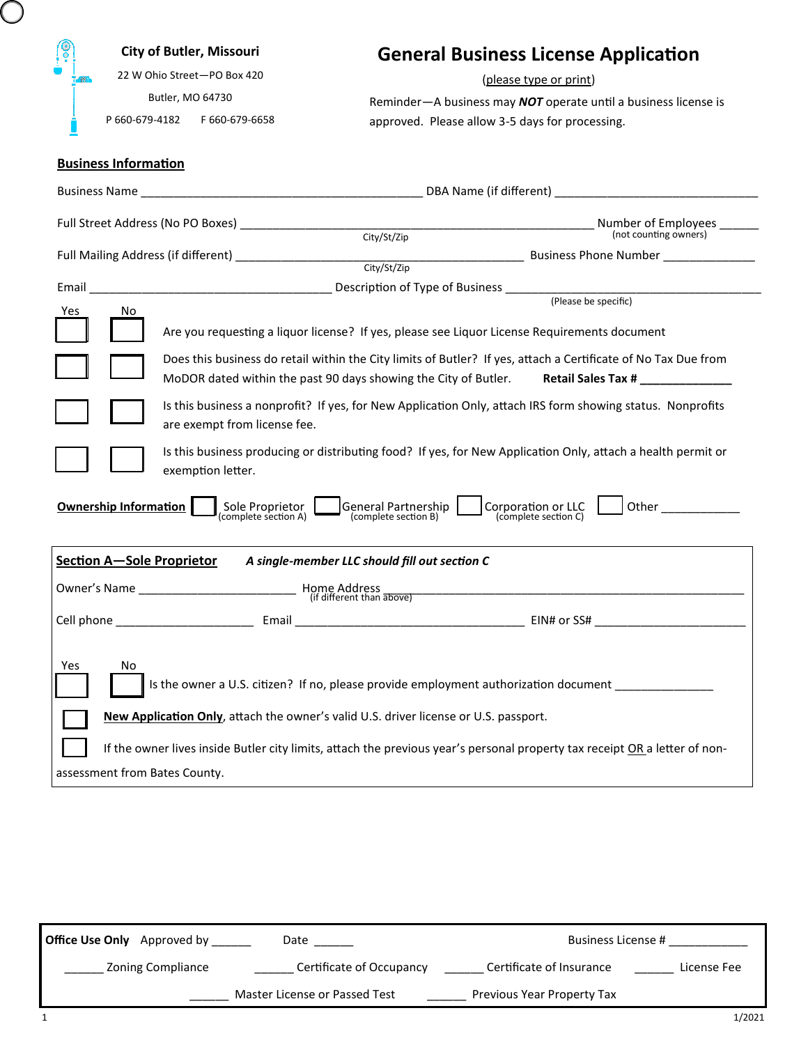**City of Butler, Missouri**

22 W Ohio Street—PO Box 420

Butler, MO 64730

P 660-679-4182 F 660-679-6658

# General Business License Application

(please type or print)

Reminder—A business may ***NOT*** operate until a business license is approved. Please allow 3-5 days for processing.

## Business Information

Business Name ___________________________________________ DBA Name (if different) _______________________________

Full Street Address (No PO Boxes) _____________________________________________________ Number of Employees ______
City/St/Zip (not counting owners)

Full Mailing Address (if different) _____________________________________________ Business Phone Number ______________
City/St/Zip

Email _____________________________________ Description of Type of Business __________________________________________
(Please be specific)

| Yes | No | |
|---|---|---|
| ☐ | ☐ | Are you requesting a liquor license? If yes, please see Liquor License Requirements document |
| ☐ | ☐ | Does this business do retail within the City limits of Butler? If yes, attach a Certificate of No Tax Due from MoDOR dated within the past 90 days showing the City of Butler. **Retail Sales Tax # ______________** |
| ☐ | ☐ | Is this business a nonprofit? If yes, for New Application Only, attach IRS form showing status. Nonprofits are exempt from license fee. |
| ☐ | ☐ | Is this business producing or distributing food? If yes, for New Application Only, attach a health permit or exemption letter. |

**Ownership Information** ☐ Sole Proprietor (complete section A) ☐ General Partnership (complete section B) ☐ Corporation or LLC (complete section C) ☐ Other ____________

## Section A—Sole Proprietor

***A single-member LLC should fill out section C***

Owner's Name ________________________ Home Address (if different than above) _________________________________________________________

Cell phone _____________________ Email ___________________________________ EIN# or SS# ________________________

| Yes | No | |
|---|---|---|
| ☐ | ☐ | Is the owner a U.S. citizen? If no, please provide employment authorization document _______________ |

☐ **New Application Only**, attach the owner's valid U.S. driver license or U.S. passport.

☐ If the owner lives inside Butler city limits, attach the previous year's personal property tax receipt OR a letter of non-assessment from Bates County.

**Office Use Only** Approved by ______ Date ______ Business License # ____________

______ Zoning Compliance ______ Certificate of Occupancy ______ Certificate of Insurance ______ License Fee

______ Master License or Passed Test ______ Previous Year Property Tax

1/2021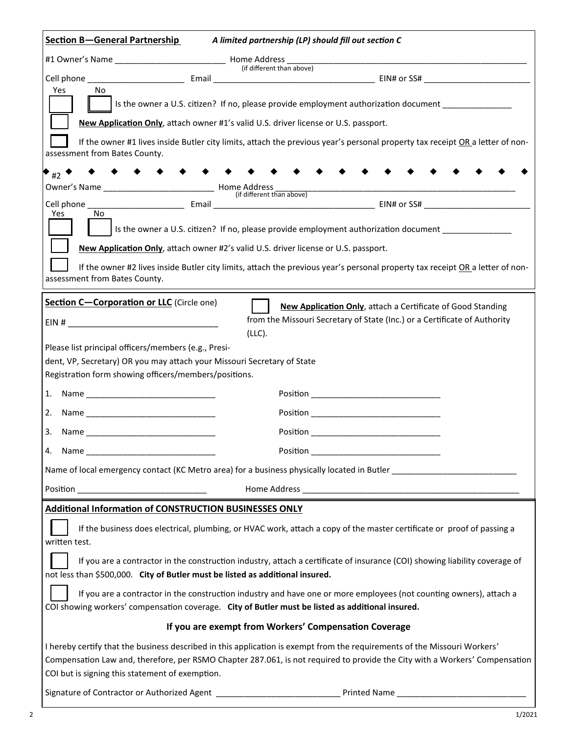**Section B—General Partnership** *A limited partnership (LP) should fill out section C*

#1 Owner's Name ________________________ Home Address (if different than above) ____________________________________________________

Cell phone _____________________ Email ___________________________________ EIN# or SS# ________________________

Yes No

☐ ☐ Is the owner a U.S. citizen? If no, please provide employment authorization document _______________

☐ **New Application Only**, attach owner #1's valid U.S. driver license or U.S. passport.

☐ If the owner #1 lives inside Butler city limits, attach the previous year's personal property tax receipt OR a letter of non-assessment from Bates County.

◆ #2 ◆ ◆ ◆ ◆ ◆ ◆ ◆ ◆ ◆ ◆ ◆ ◆ ◆ ◆ ◆ ◆ ◆ ◆ ◆ ◆ ◆ ◆ ◆ ◆

Owner's Name ________________________ Home Address (if different than above) ____________________________________________________

Cell phone _____________________ Email ___________________________________ EIN# or SS# ________________________

Yes No

☐ ☐ Is the owner a U.S. citizen? If no, please provide employment authorization document _______________

☐ **New Application Only**, attach owner #2's valid U.S. driver license or U.S. passport.

☐ If the owner #2 lives inside Butler city limits, attach the previous year's personal property tax receipt OR a letter of non-assessment from Bates County.

**Section C—Corporation or LLC** (Circle one)

☐ **New Application Only**, attach a Certificate of Good Standing from the Missouri Secretary of State (Inc.) or a Certificate of Authority (LLC).

EIN # _________________________________

Please list principal officers/members (e.g., President, VP, Secretary) OR you may attach your Missouri Secretary of State Registration form showing officers/members/positions.

1. Name _____________________________ Position _____________________________
2. Name _____________________________ Position _____________________________
3. Name _____________________________ Position _____________________________
4. Name _____________________________ Position _____________________________

Name of local emergency contact (KC Metro area) for a business physically located in Butler ___________________________

Position ____________________________ Home Address _________________________________________________

**Additional Information of CONSTRUCTION BUSINESSES ONLY**

☐ If the business does electrical, plumbing, or HVAC work, attach a copy of the master certificate or proof of passing a written test.

☐ If you are a contractor in the construction industry, attach a certificate of insurance (COI) showing liability coverage of not less than $500,000. **City of Butler must be listed as additional insured.**

☐ If you are a contractor in the construction industry and have one or more employees (not counting owners), attach a COI showing workers' compensation coverage. **City of Butler must be listed as additional insured.**

**If you are exempt from Workers' Compensation Coverage**

I hereby certify that the business described in this application is exempt from the requirements of the Missouri Workers' Compensation Law and, therefore, per RSMO Chapter 287.061, is not required to provide the City with a Workers' Compensation COI but is signing this statement of exemption.

Signature of Contractor or Authorized Agent ___________________________ Printed Name ____________________________

1/2021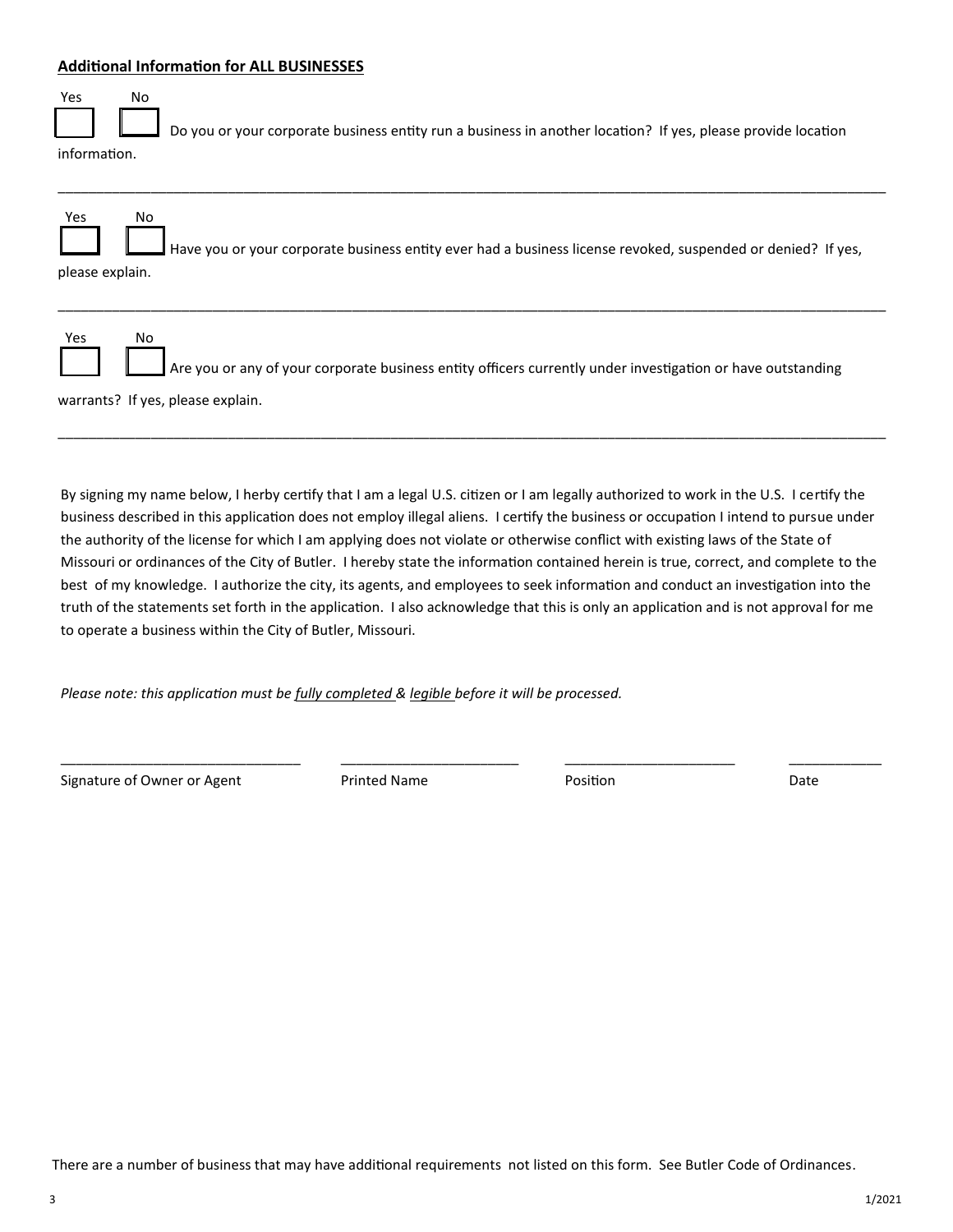**Additional Information for ALL BUSINESSES**

Yes ☐ No ☐ Do you or your corporate business entity run a business in another location? If yes, please provide location information.

\_\_\_\_\_\_\_\_\_\_\_\_\_\_\_\_\_\_\_\_\_\_\_\_\_\_\_\_\_\_\_\_\_\_\_\_\_\_\_\_\_\_\_\_\_\_\_\_\_\_\_\_\_\_\_\_\_\_\_\_\_\_\_\_\_\_\_\_\_\_\_\_\_\_\_\_\_\_\_\_

Yes ☐ No ☐ Have you or your corporate business entity ever had a business license revoked, suspended or denied? If yes, please explain.

\_\_\_\_\_\_\_\_\_\_\_\_\_\_\_\_\_\_\_\_\_\_\_\_\_\_\_\_\_\_\_\_\_\_\_\_\_\_\_\_\_\_\_\_\_\_\_\_\_\_\_\_\_\_\_\_\_\_\_\_\_\_\_\_\_\_\_\_\_\_\_\_\_\_\_\_\_\_\_\_

Yes ☐ No ☐ Are you or any of your corporate business entity officers currently under investigation or have outstanding warrants? If yes, please explain.

\_\_\_\_\_\_\_\_\_\_\_\_\_\_\_\_\_\_\_\_\_\_\_\_\_\_\_\_\_\_\_\_\_\_\_\_\_\_\_\_\_\_\_\_\_\_\_\_\_\_\_\_\_\_\_\_\_\_\_\_\_\_\_\_\_\_\_\_\_\_\_\_\_\_\_\_\_\_\_\_

By signing my name below, I herby certify that I am a legal U.S. citizen or I am legally authorized to work in the U.S. I certify the business described in this application does not employ illegal aliens. I certify the business or occupation I intend to pursue under the authority of the license for which I am applying does not violate or otherwise conflict with existing laws of the State of Missouri or ordinances of the City of Butler. I hereby state the information contained herein is true, correct, and complete to the best of my knowledge. I authorize the city, its agents, and employees to seek information and conduct an investigation into the truth of the statements set forth in the application. I also acknowledge that this is only an application and is not approval for me to operate a business within the City of Butler, Missouri.

*Please note: this application must be fully completed & legible before it will be processed.*

| | | | |
|---|---|---|---|
| \_\_\_\_\_\_\_\_\_\_\_\_\_\_\_\_\_\_\_\_ | \_\_\_\_\_\_\_\_\_\_\_\_\_\_\_\_ | \_\_\_\_\_\_\_\_\_\_\_\_\_\_\_\_ | \_\_\_\_\_\_\_\_\_ |
| Signature of Owner or Agent | Printed Name | Position | Date |

There are a number of business that may have additional requirements not listed on this form. See Butler Code of Ordinances.

1/2021